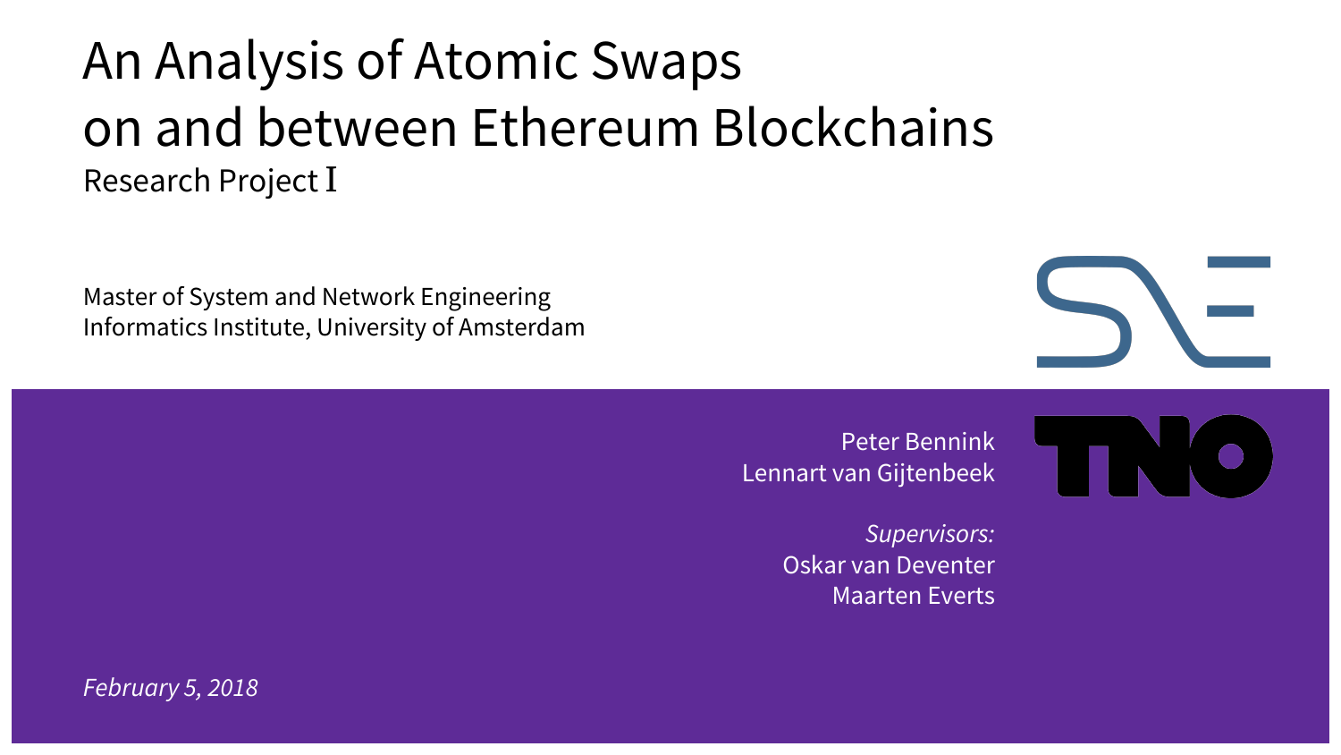# An Analysis of Atomic Swaps on and between Ethereum Blockchains

Research Project I

Master of System and Network Engineering
Informatics Institute, University of Amsterdam

Peter Bennink
Lennart van Gijtenbeek

*Supervisors:*
Oskar van Deventer
Maarten Everts

*February 5, 2018*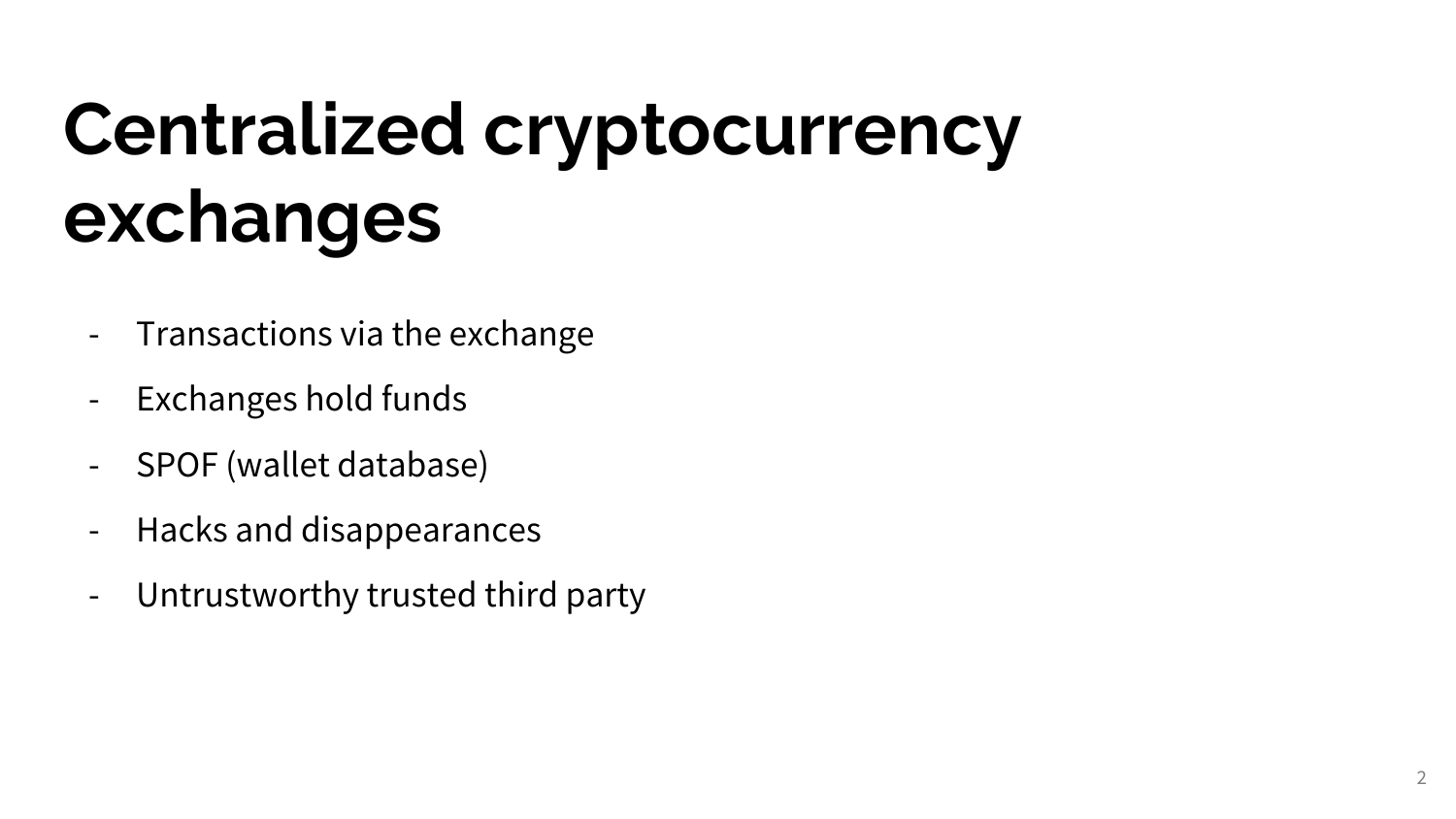# Centralized cryptocurrency exchanges

- Transactions via the exchange
- Exchanges hold funds
- SPOF (wallet database)
- Hacks and disappearances
- Untrustworthy trusted third party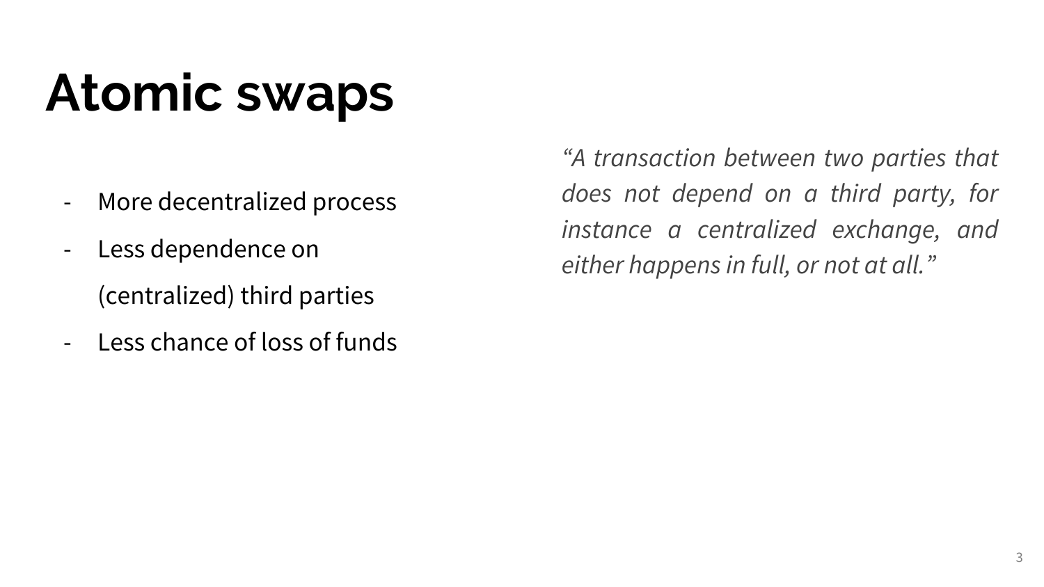# Atomic swaps

- More decentralized process
- Less dependence on (centralized) third parties
- Less chance of loss of funds

*"A transaction between two parties that does not depend on a third party, for instance a centralized exchange, and either happens in full, or not at all."*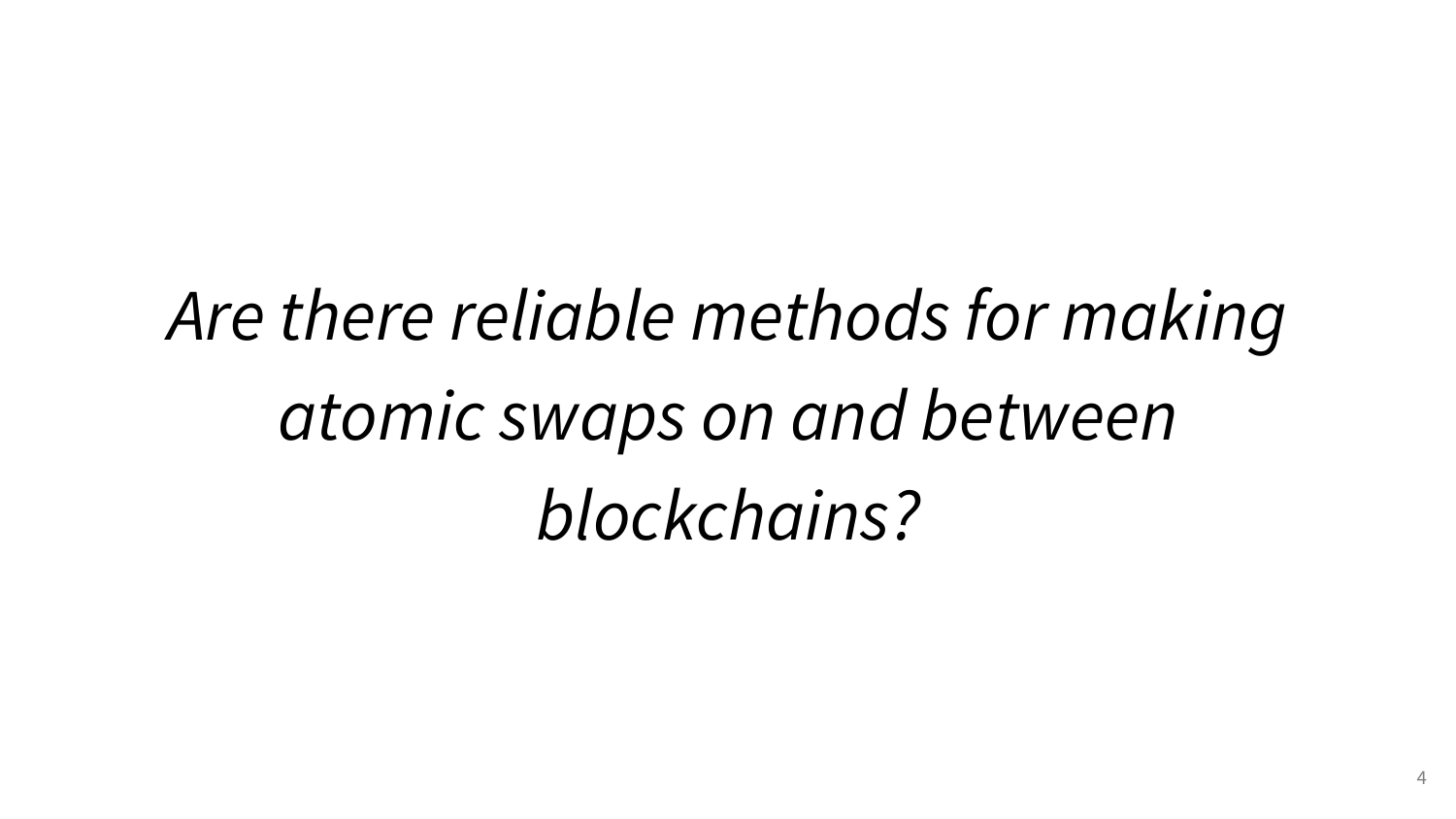*Are there reliable methods for making atomic swaps on and between blockchains?*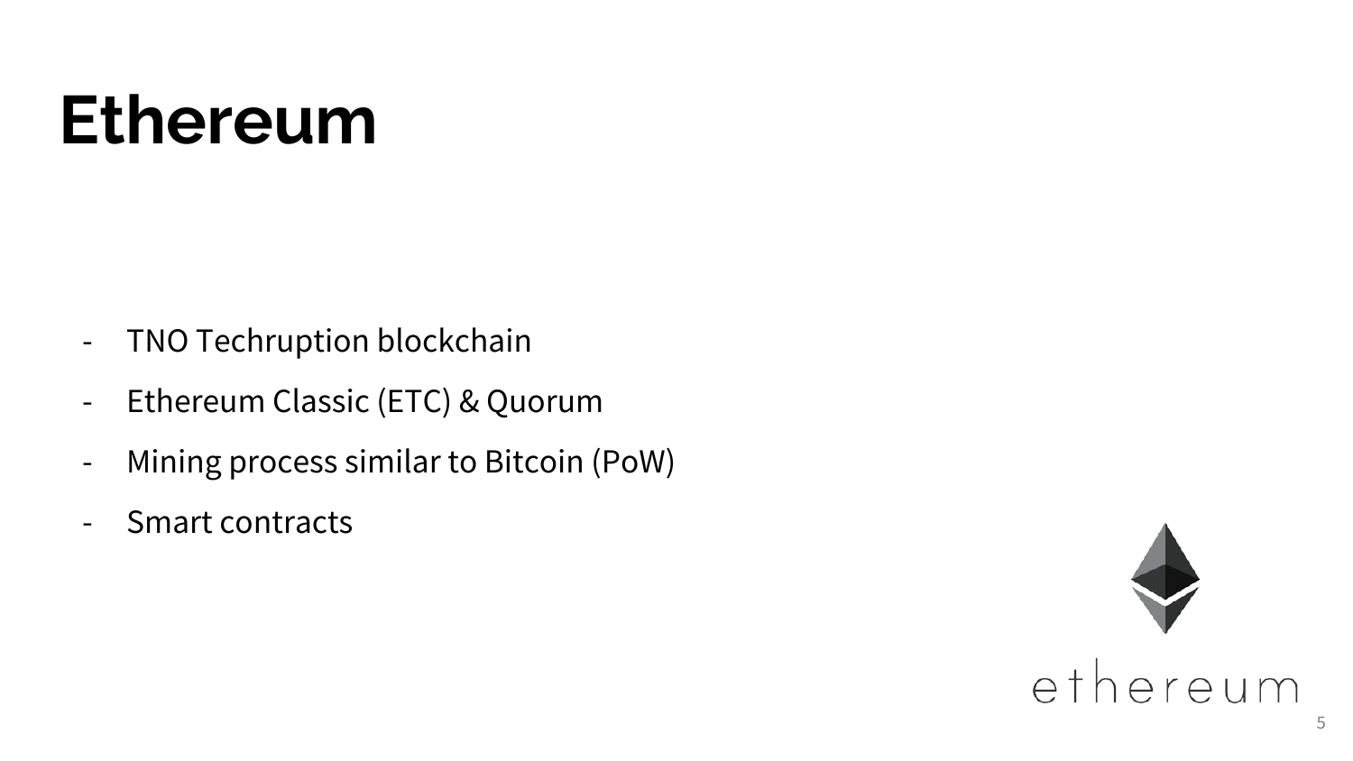# Ethereum

- TNO Techruption blockchain
- Ethereum Classic (ETC) & Quorum
- Mining process similar to Bitcoin (PoW)
- Smart contracts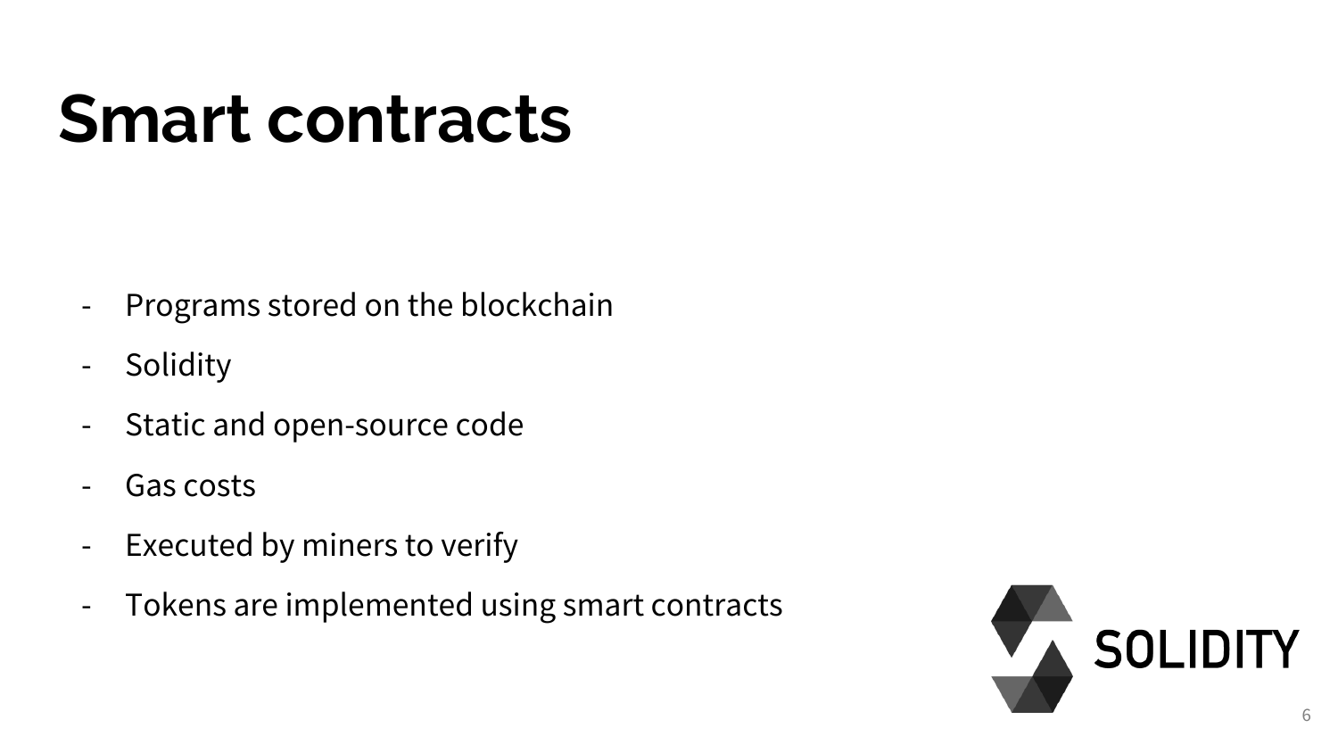# Smart contracts

- Programs stored on the blockchain
- Solidity
- Static and open-source code
- Gas costs
- Executed by miners to verify
- Tokens are implemented using smart contracts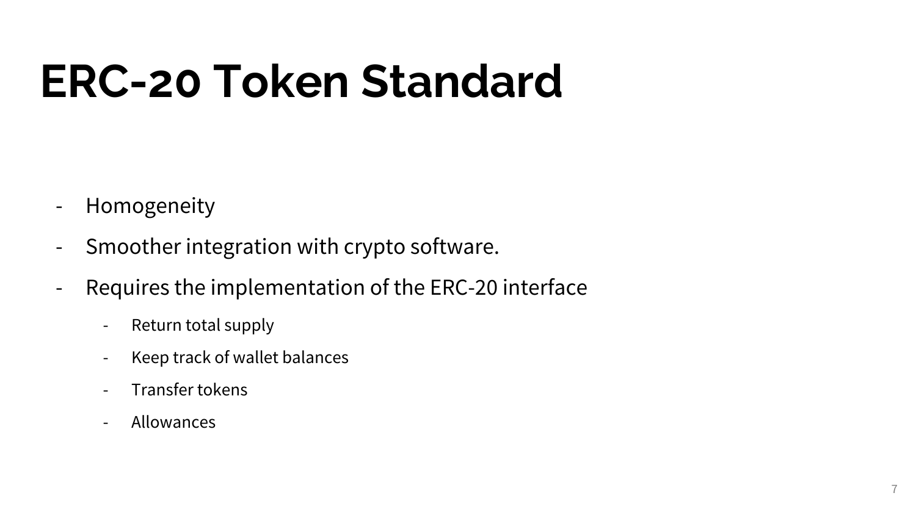# ERC-20 Token Standard

- Homogeneity
- Smoother integration with crypto software.
- Requires the implementation of the ERC-20 interface
  - Return total supply
  - Keep track of wallet balances
  - Transfer tokens
  - Allowances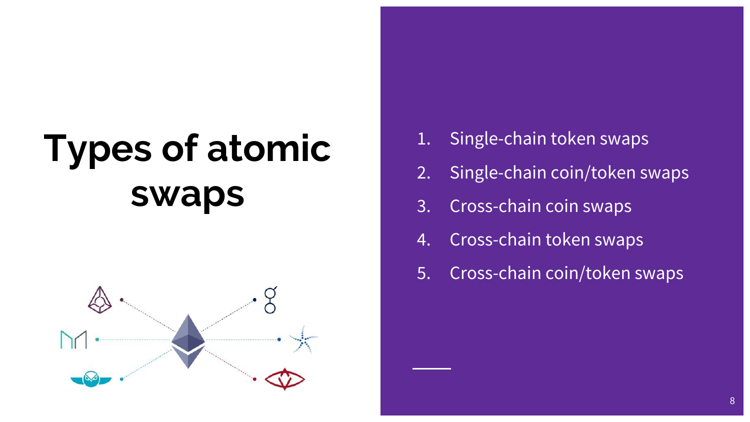# Types of atomic swaps

1. Single-chain token swaps
2. Single-chain coin/token swaps
3. Cross-chain coin swaps
4. Cross-chain token swaps
5. Cross-chain coin/token swaps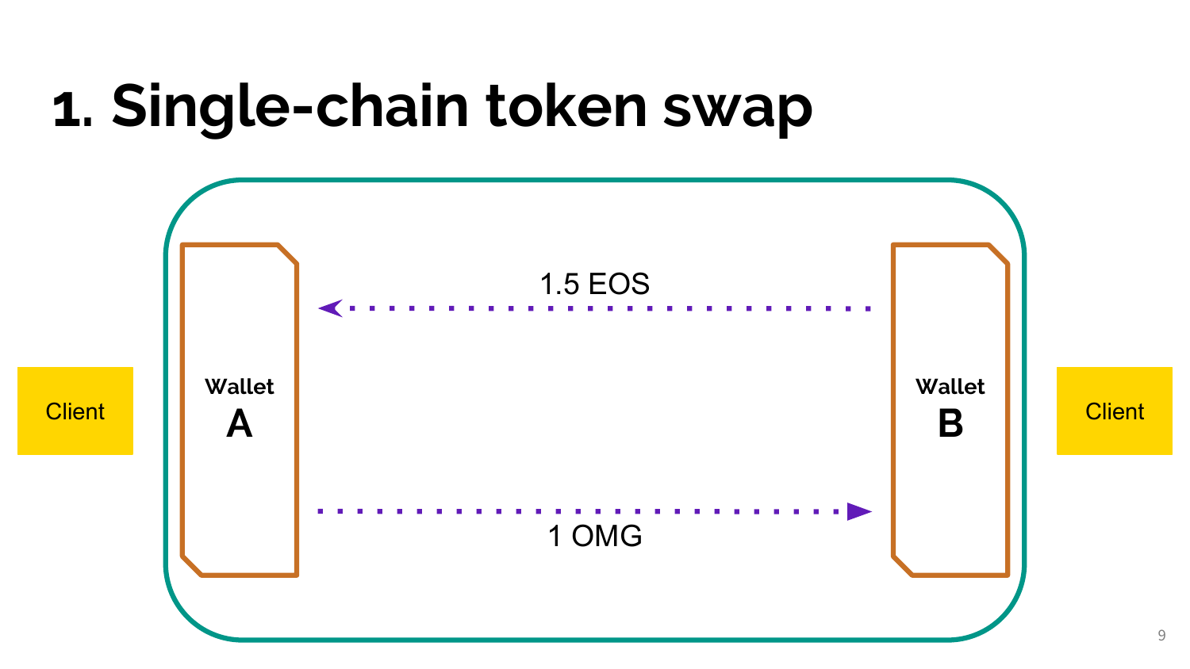# 1. Single-chain token swap

Client

Wallet A

1.5 EOS

1 OMG

Wallet B

Client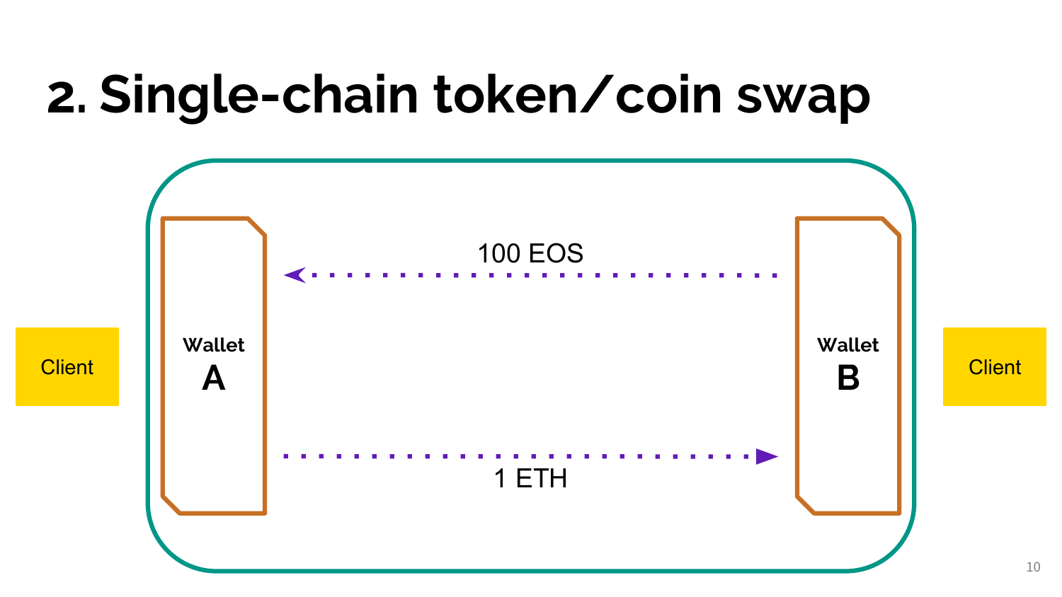# 2. Single-chain token/coin swap

Client

Wallet
A

100 EOS

1 ETH

Wallet
B

Client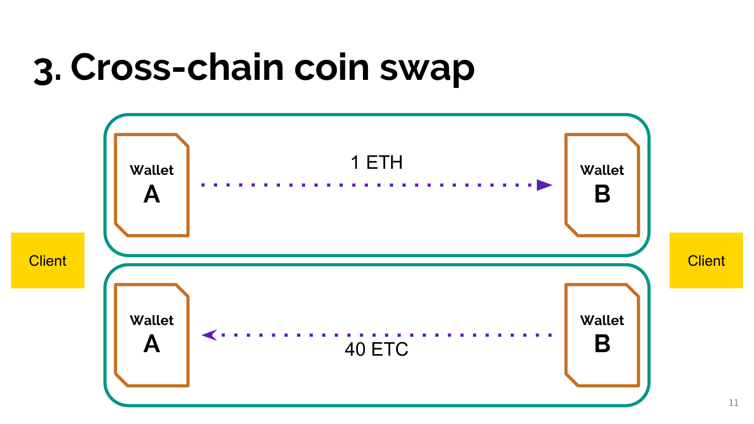# 3. Cross-chain coin swap

Client

Wallet A → 1 ETH → Wallet B

Wallet A ← 40 ETC ← Wallet B

Client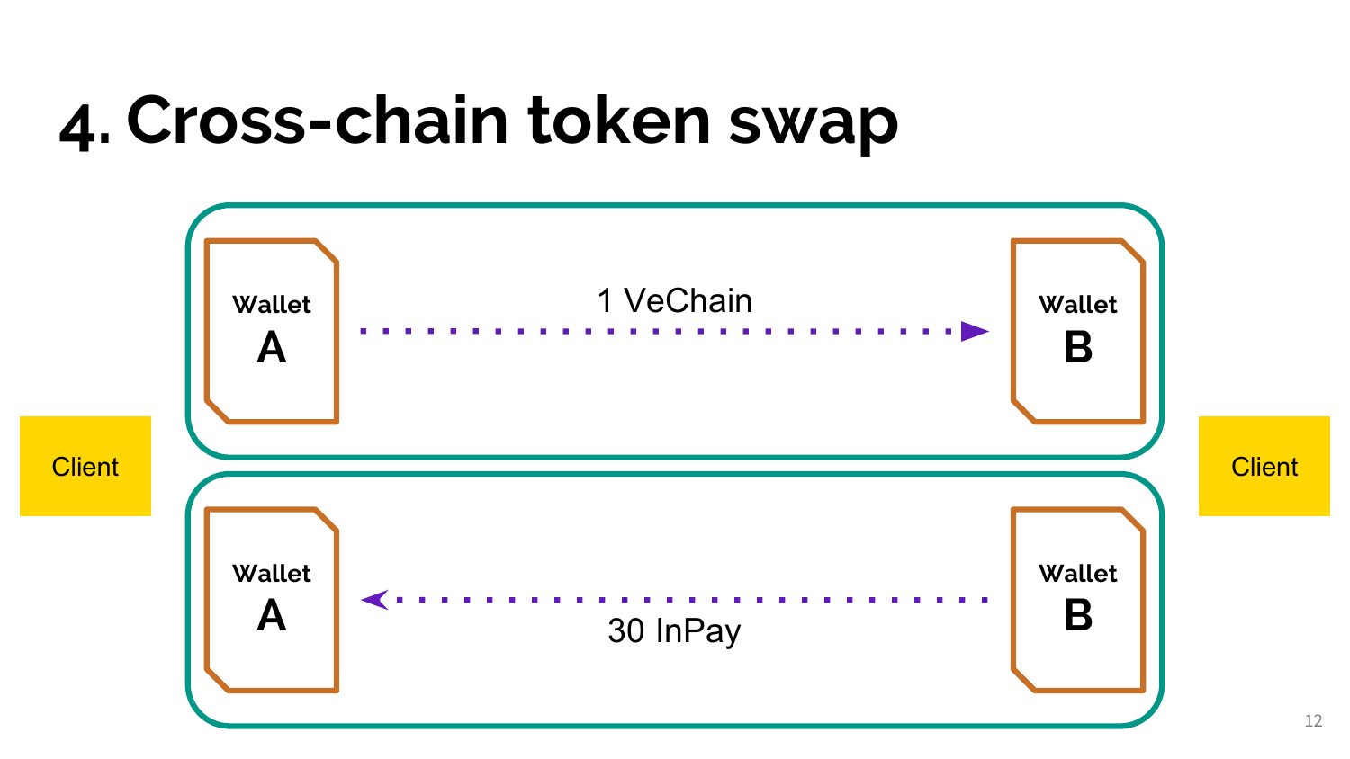# 4. Cross-chain token swap

Client

Wallet A → 1 VeChain → Wallet B

Wallet A ← 30 InPay ← Wallet B

Client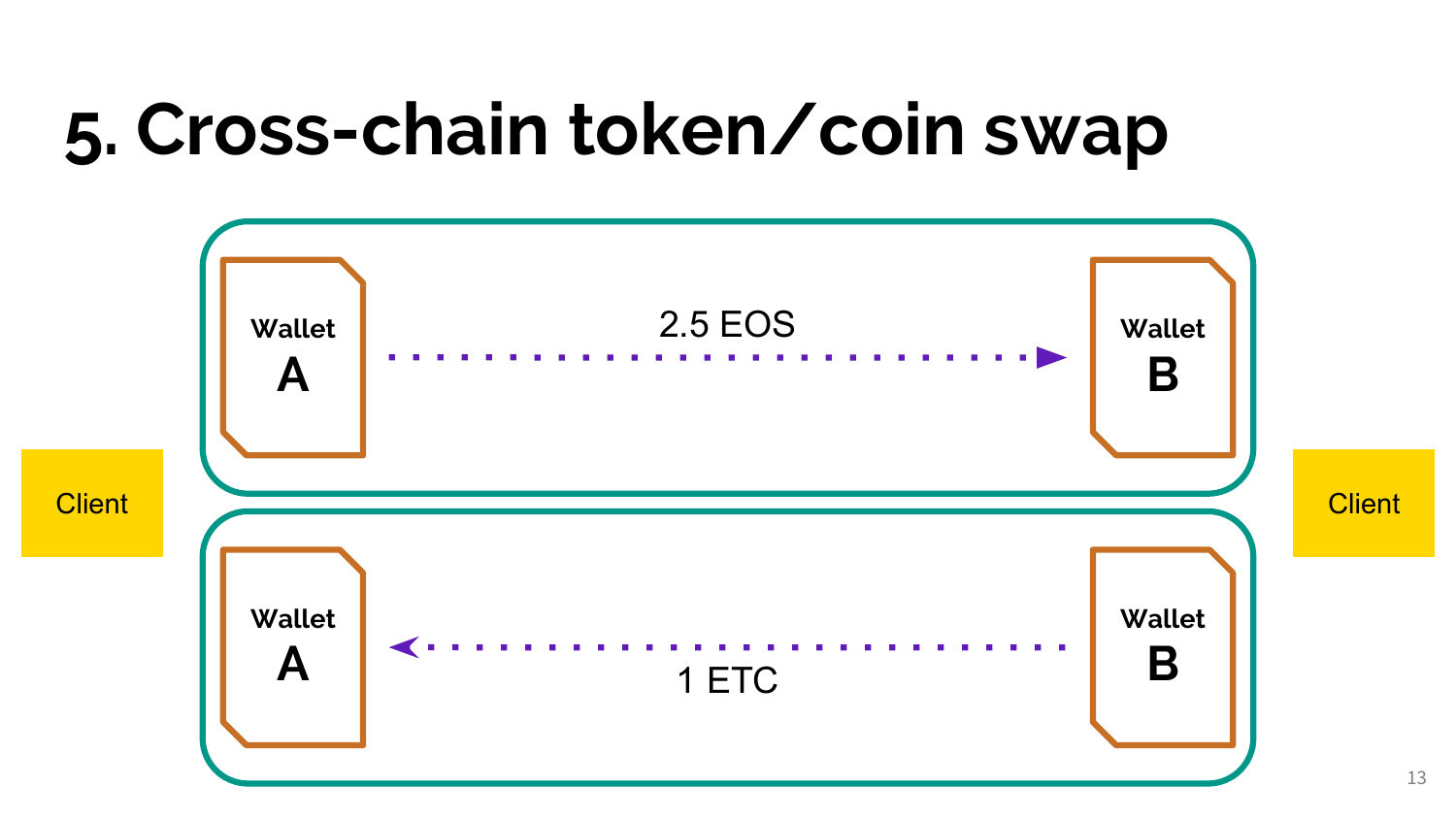# 5. Cross-chain token/coin swap

Client

Wallet A — 2.5 EOS → Wallet B

Wallet A ← 1 ETC — Wallet B

Client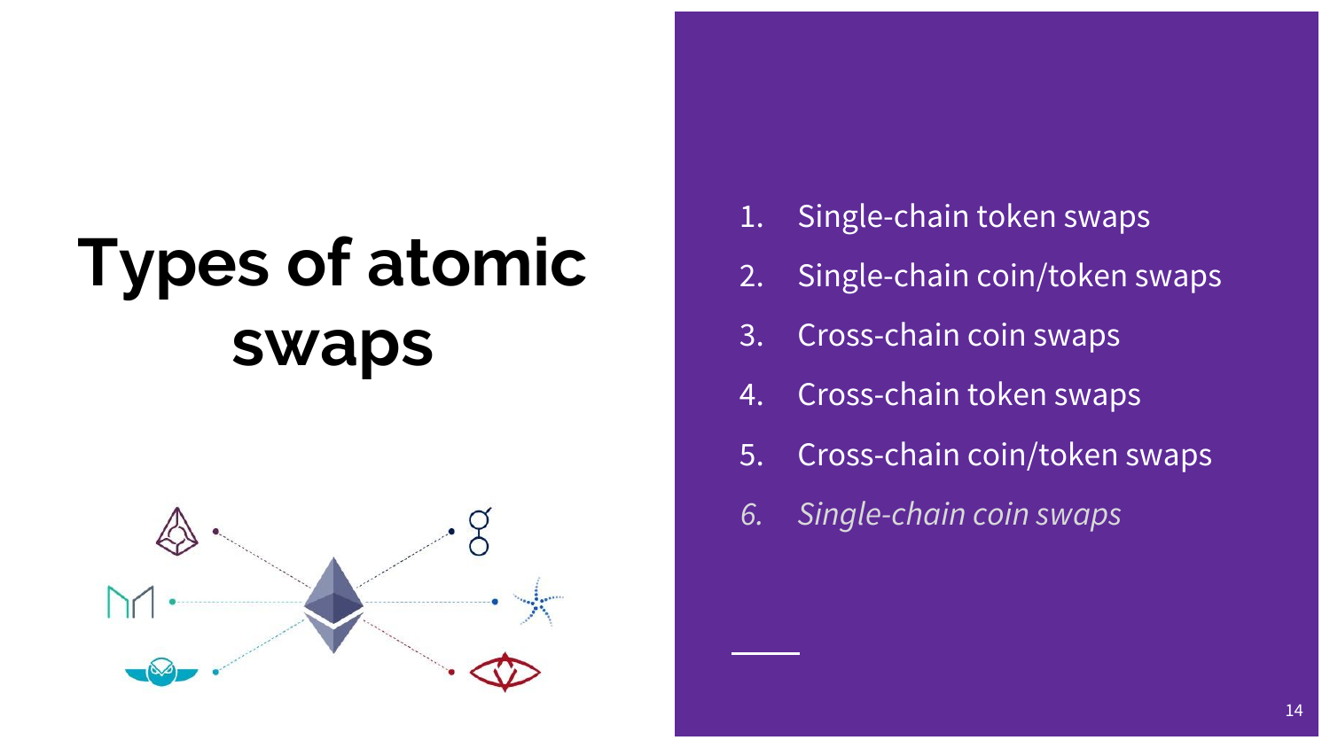# Types of atomic swaps

1. Single-chain token swaps
2. Single-chain coin/token swaps
3. Cross-chain coin swaps
4. Cross-chain token swaps
5. Cross-chain coin/token swaps
6. *Single-chain coin swaps*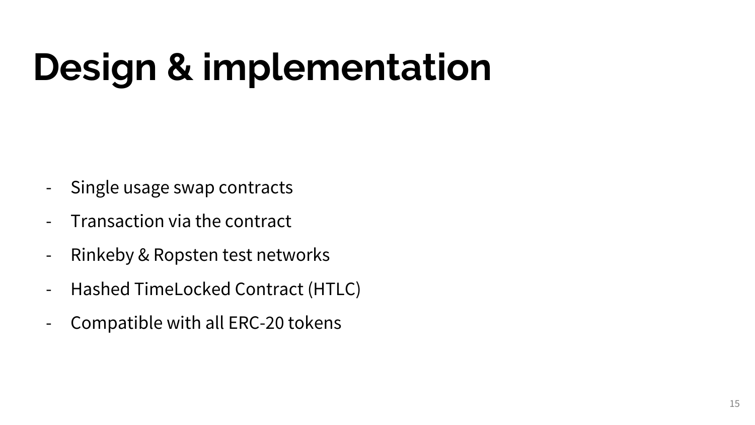# Design & implementation

- Single usage swap contracts
- Transaction via the contract
- Rinkeby & Ropsten test networks
- Hashed TimeLocked Contract (HTLC)
- Compatible with all ERC-20 tokens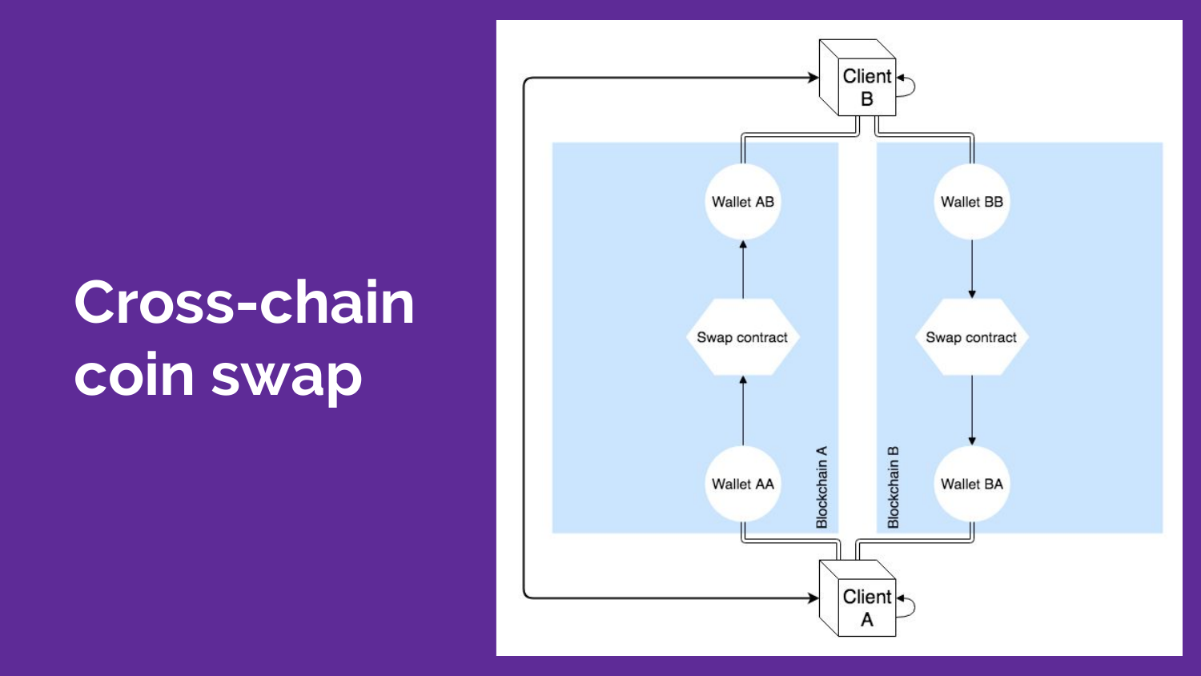# Cross-chain coin swap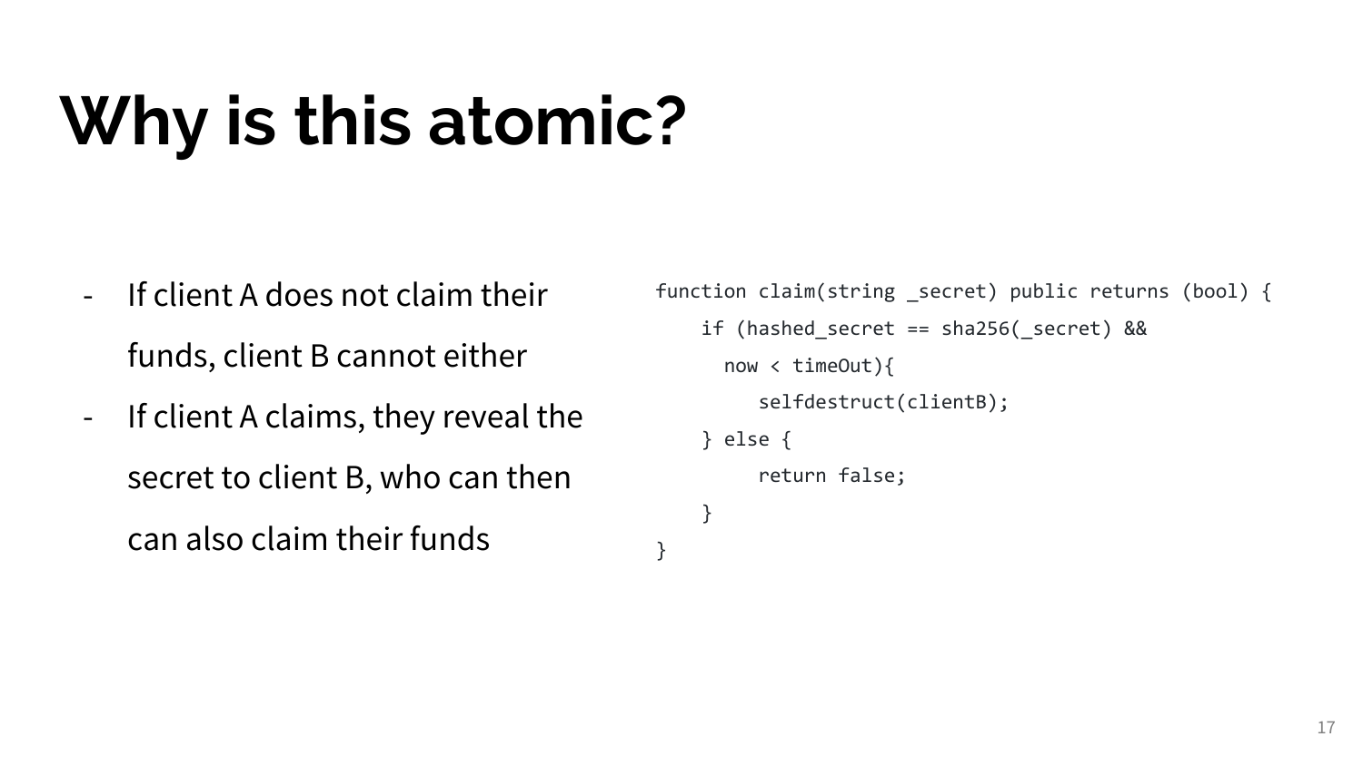# Why is this atomic?

- If client A does not claim their funds, client B cannot either
- If client A claims, they reveal the secret to client B, who can then can also claim their funds

```
function claim(string _secret) public returns (bool) {
    if (hashed_secret == sha256(_secret) &&
      now < timeOut){
         selfdestruct(clientB);
    } else {
         return false;
    }
}
```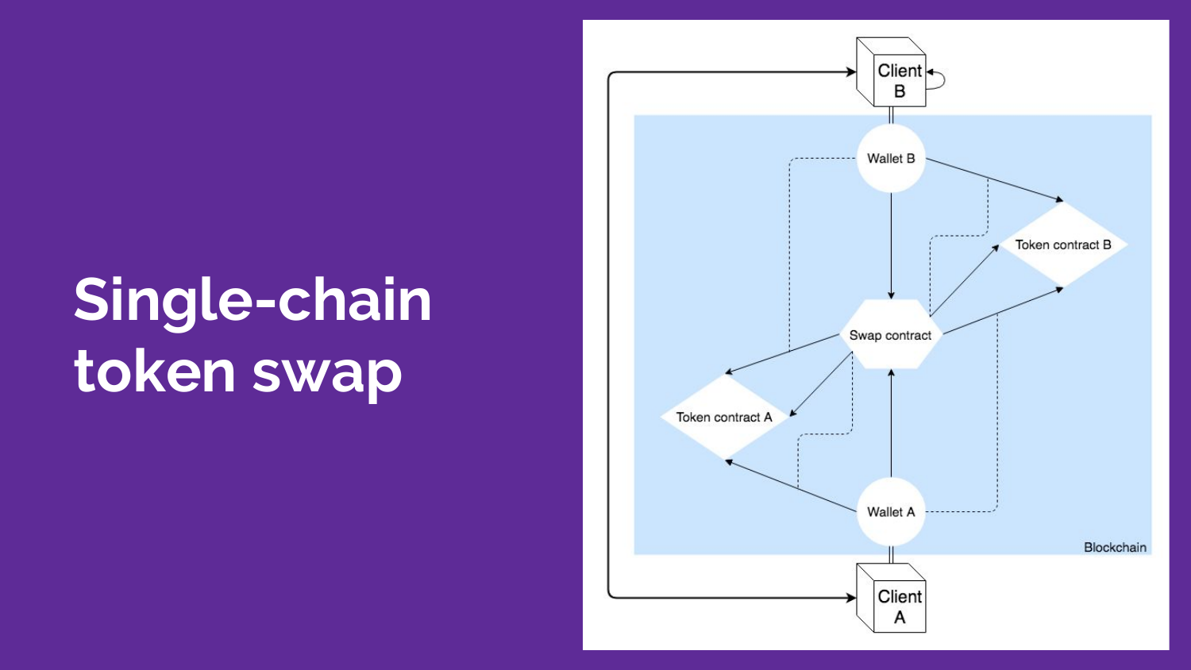# Single-chain token swap

Client B

Wallet B

Token contract B

Swap contract

Token contract A

Wallet A

Client A

Blockchain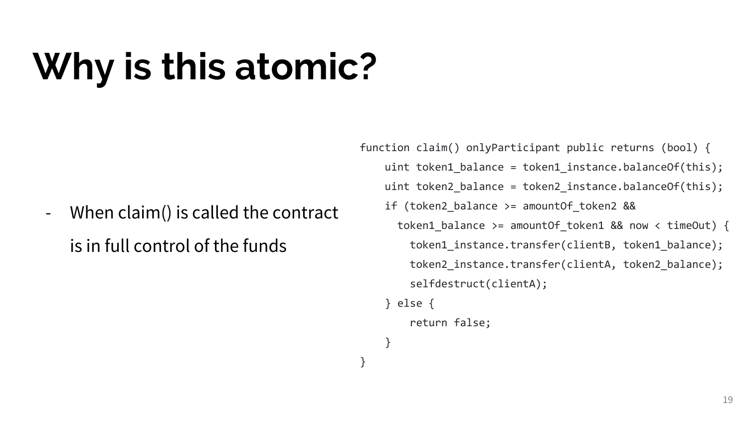# Why is this atomic?

- When claim() is called the contract is in full control of the funds

```
function claim() onlyParticipant public returns (bool) {
    uint token1_balance = token1_instance.balanceOf(this);
    uint token2_balance = token2_instance.balanceOf(this);
    if (token2_balance >= amountOf_token2 &&
      token1_balance >= amountOf_token1 && now < timeOut) {
        token1_instance.transfer(clientB, token1_balance);
        token2_instance.transfer(clientA, token2_balance);
        selfdestruct(clientA);
    } else {
        return false;
    }
}
```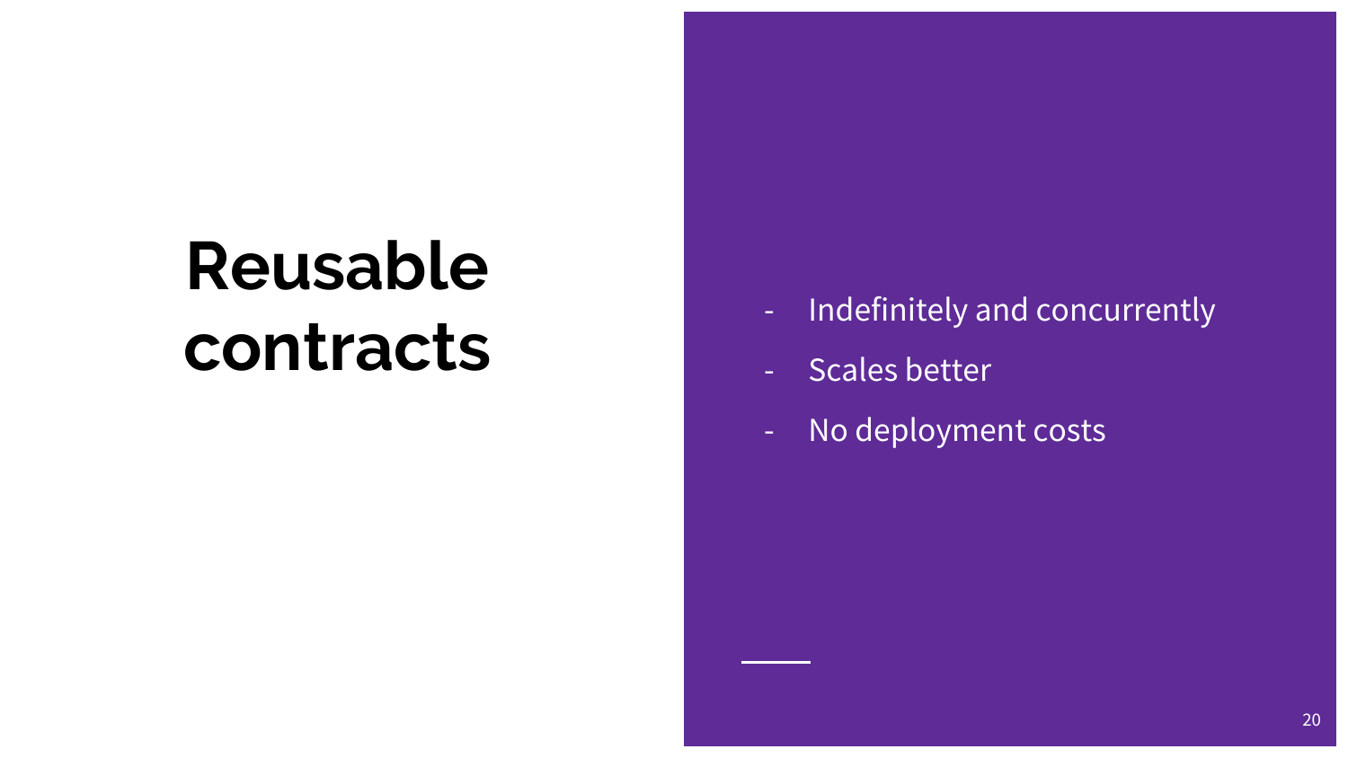# Reusable contracts

- Indefinitely and concurrently
- Scales better
- No deployment costs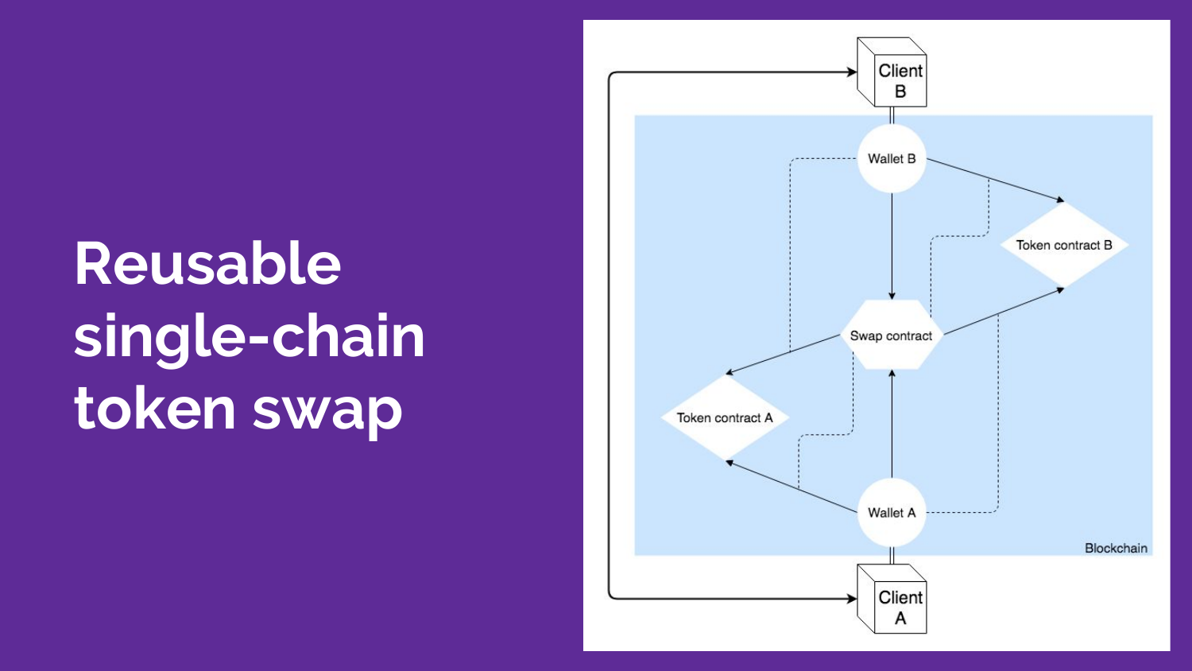# Reusable single-chain token swap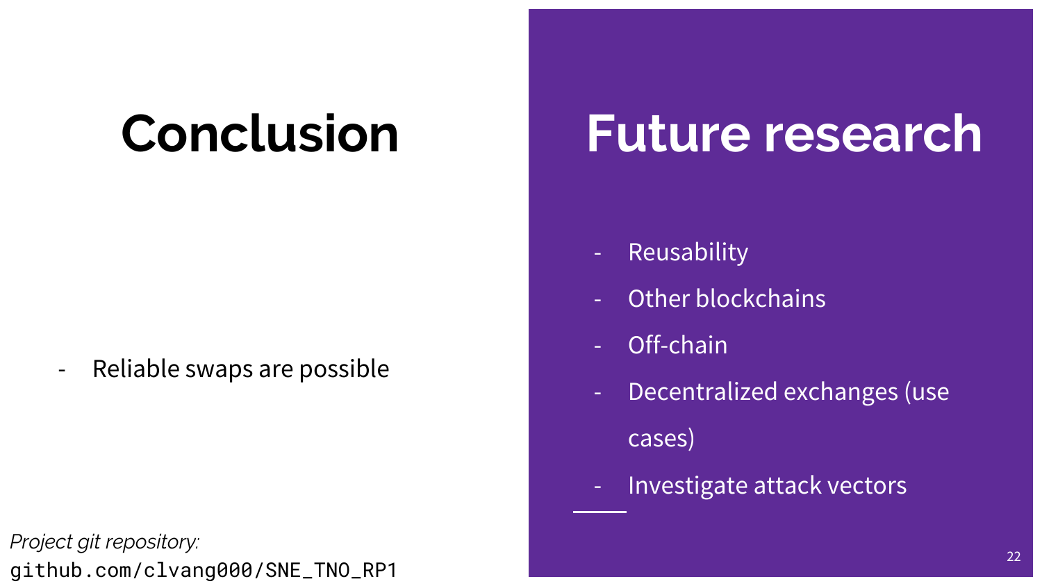# Conclusion

- Reliable swaps are possible

*Project git repository:*
`github.com/clvang000/SNE_TNO_RP1`

# Future research

- Reusability
- Other blockchains
- Off-chain
- Decentralized exchanges (use cases)
- Investigate attack vectors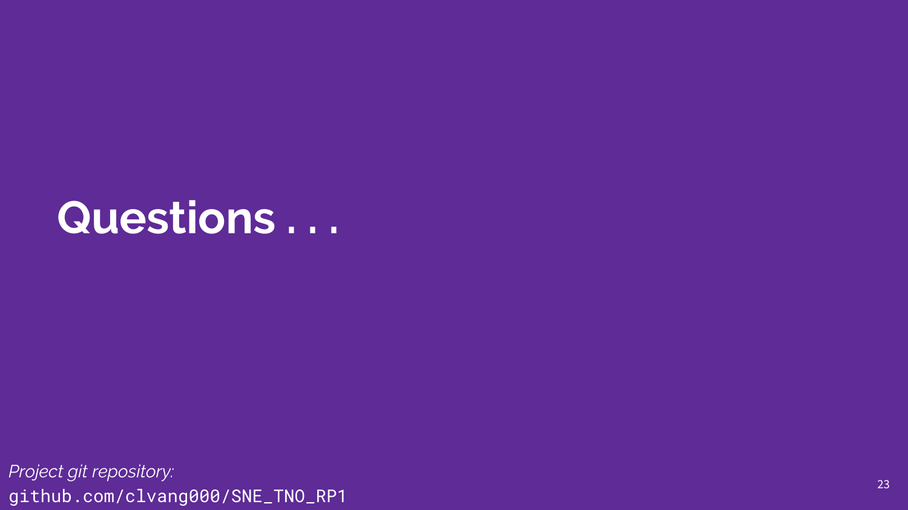# Questions . . .

*Project git repository:*

`github.com/clvang000/SNE_TNO_RP1`